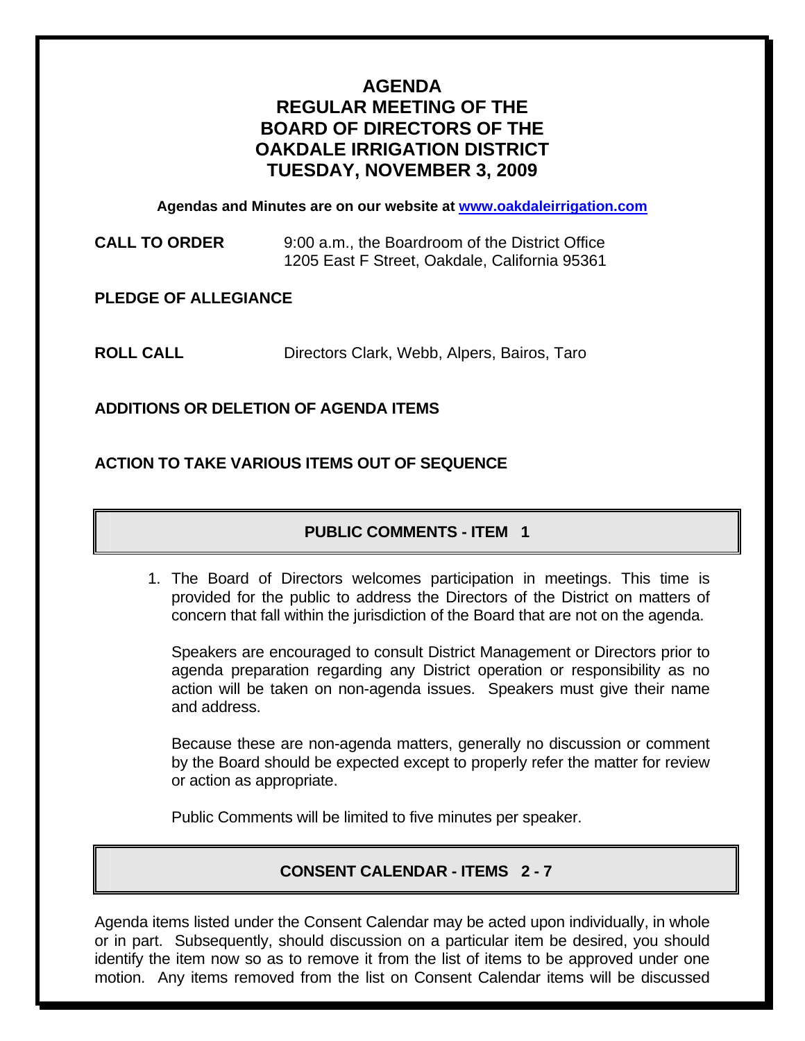# AGENDA
# REGULAR MEETING OF THE BOARD OF DIRECTORS OF THE OAKDALE IRRIGATION DISTRICT
# TUESDAY, NOVEMBER 3, 2009

**Agendas and Minutes are on our website at [www.oakdaleirrigation.com](http://www.oakdaleirrigation.com)**

**CALL TO ORDER** 9:00 a.m., the Boardroom of the District Office
1205 East F Street, Oakdale, California 95361

**PLEDGE OF ALLEGIANCE**

**ROLL CALL** Directors Clark, Webb, Alpers, Bairos, Taro

**ADDITIONS OR DELETION OF AGENDA ITEMS**

**ACTION TO TAKE VARIOUS ITEMS OUT OF SEQUENCE**

## PUBLIC COMMENTS - ITEM 1

1. The Board of Directors welcomes participation in meetings. This time is provided for the public to address the Directors of the District on matters of concern that fall within the jurisdiction of the Board that are not on the agenda.

   Speakers are encouraged to consult District Management or Directors prior to agenda preparation regarding any District operation or responsibility as no action will be taken on non-agenda issues. Speakers must give their name and address.

   Because these are non-agenda matters, generally no discussion or comment by the Board should be expected except to properly refer the matter for review or action as appropriate.

   Public Comments will be limited to five minutes per speaker.

## CONSENT CALENDAR - ITEMS 2 - 7

Agenda items listed under the Consent Calendar may be acted upon individually, in whole or in part. Subsequently, should discussion on a particular item be desired, you should identify the item now so as to remove it from the list of items to be approved under one motion. Any items removed from the list on Consent Calendar items will be discussed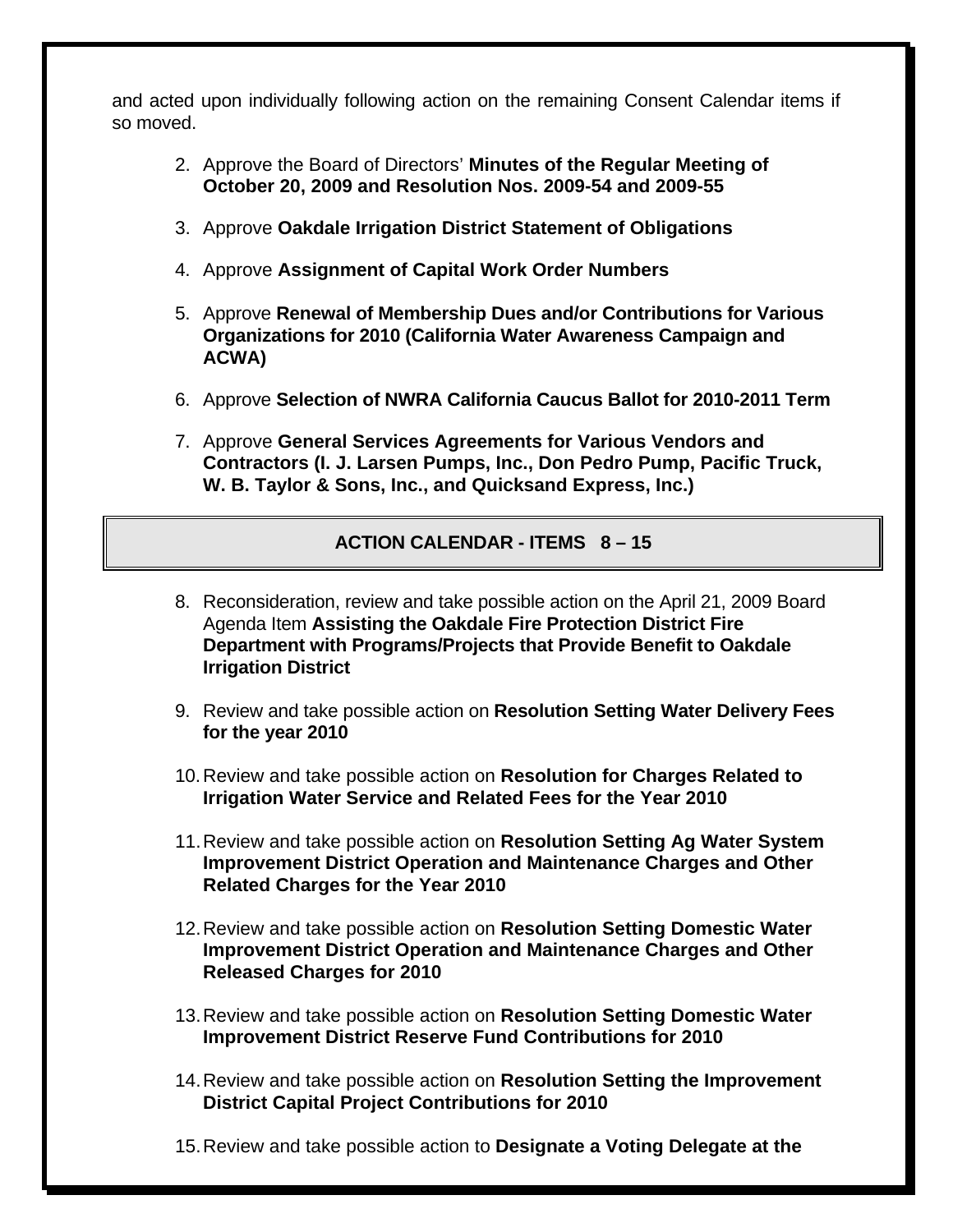and acted upon individually following action on the remaining Consent Calendar items if so moved.

2. Approve the Board of Directors' **Minutes of the Regular Meeting of October 20, 2009 and Resolution Nos. 2009-54 and 2009-55**

3. Approve **Oakdale Irrigation District Statement of Obligations**

4. Approve **Assignment of Capital Work Order Numbers**

5. Approve **Renewal of Membership Dues and/or Contributions for Various Organizations for 2010 (California Water Awareness Campaign and ACWA)**

6. Approve **Selection of NWRA California Caucus Ballot for 2010-2011 Term**

7. Approve **General Services Agreements for Various Vendors and Contractors (I. J. Larsen Pumps, Inc., Don Pedro Pump, Pacific Truck, W. B. Taylor & Sons, Inc., and Quicksand Express, Inc.)**

## ACTION CALENDAR - ITEMS 8 – 15

8. Reconsideration, review and take possible action on the April 21, 2009 Board Agenda Item **Assisting the Oakdale Fire Protection District Fire Department with Programs/Projects that Provide Benefit to Oakdale Irrigation District**

9. Review and take possible action on **Resolution Setting Water Delivery Fees for the year 2010**

10. Review and take possible action on **Resolution for Charges Related to Irrigation Water Service and Related Fees for the Year 2010**

11. Review and take possible action on **Resolution Setting Ag Water System Improvement District Operation and Maintenance Charges and Other Related Charges for the Year 2010**

12. Review and take possible action on **Resolution Setting Domestic Water Improvement District Operation and Maintenance Charges and Other Released Charges for 2010**

13. Review and take possible action on **Resolution Setting Domestic Water Improvement District Reserve Fund Contributions for 2010**

14. Review and take possible action on **Resolution Setting the Improvement District Capital Project Contributions for 2010**

15. Review and take possible action to **Designate a Voting Delegate at the**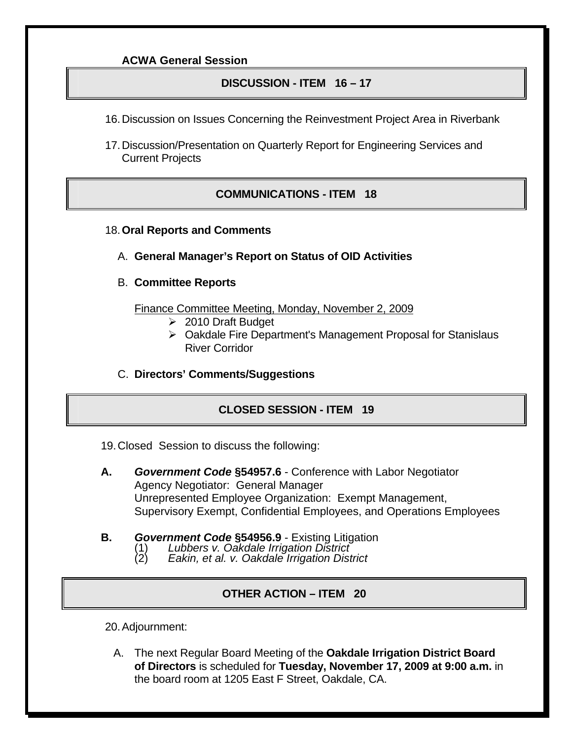**ACWA General Session**

## DISCUSSION - ITEM 16 – 17

16. Discussion on Issues Concerning the Reinvestment Project Area in Riverbank

17. Discussion/Presentation on Quarterly Report for Engineering Services and Current Projects

## COMMUNICATIONS - ITEM 18

18. **Oral Reports and Comments**

   A. **General Manager's Report on Status of OID Activities**

   B. **Committee Reports**

   Finance Committee Meeting, Monday, November 2, 2009
   - 2010 Draft Budget
   - Oakdale Fire Department's Management Proposal for Stanislaus River Corridor

   C. **Directors' Comments/Suggestions**

## CLOSED SESSION - ITEM 19

19. Closed Session to discuss the following:

**A.** ***Government Code* §54957.6** - Conference with Labor Negotiator
Agency Negotiator: General Manager
Unrepresented Employee Organization: Exempt Management, Supervisory Exempt, Confidential Employees, and Operations Employees

**B.** ***Government Code* §54956.9** - Existing Litigation
(1) *Lubbers v. Oakdale Irrigation District*
(2) *Eakin, et al. v. Oakdale Irrigation District*

## OTHER ACTION – ITEM 20

20. Adjournment:

   A. The next Regular Board Meeting of the **Oakdale Irrigation District Board of Directors** is scheduled for **Tuesday, November 17, 2009 at 9:00 a.m.** in the board room at 1205 East F Street, Oakdale, CA.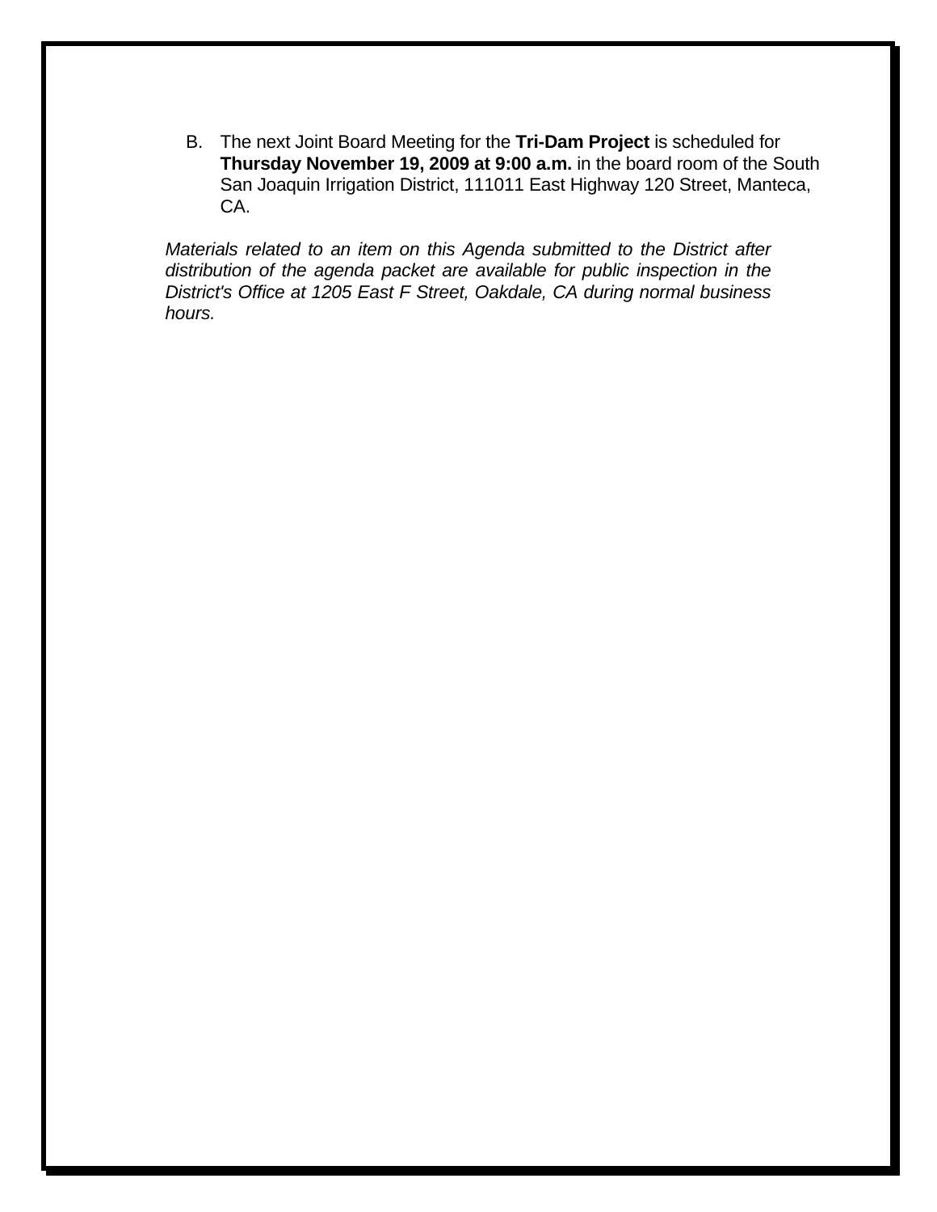B. The next Joint Board Meeting for the **Tri-Dam Project** is scheduled for **Thursday November 19, 2009 at 9:00 a.m.** in the board room of the South San Joaquin Irrigation District, 111011 East Highway 120 Street, Manteca, CA.

*Materials related to an item on this Agenda submitted to the District after distribution of the agenda packet are available for public inspection in the District's Office at 1205 East F Street, Oakdale, CA during normal business hours.*